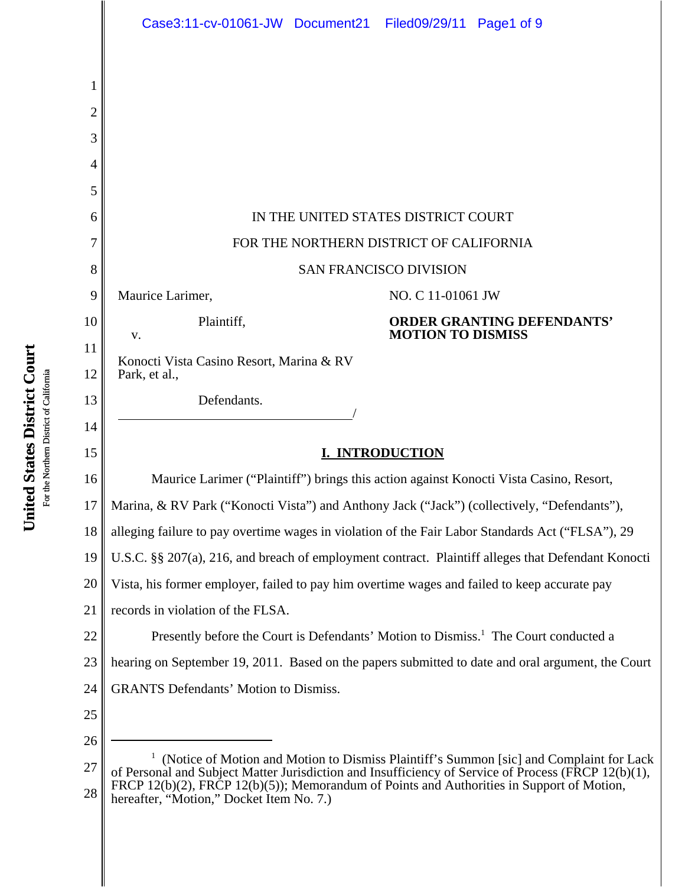IN THE UNITED STATES DISTRICT COURT

FOR THE NORTHERN DISTRICT OF CALIFORNIA

SAN FRANCISCO DIVISION

Maurice Larimer,

Plaintiff,

v.

Konocti Vista Casino Resort, Marina & RV Park, et al.,

Defendants.

NO. C 11-01061 JW

**ORDER GRANTING DEFENDANTS' MOTION TO DISMISS**

## I. INTRODUCTION

Maurice Larimer ("Plaintiff") brings this action against Konocti Vista Casino, Resort, Marina, & RV Park ("Konocti Vista") and Anthony Jack ("Jack") (collectively, "Defendants"), alleging failure to pay overtime wages in violation of the Fair Labor Standards Act ("FLSA"), 29 U.S.C. §§ 207(a), 216, and breach of employment contract. Plaintiff alleges that Defendant Konocti Vista, his former employer, failed to pay him overtime wages and failed to keep accurate pay records in violation of the FLSA.

Presently before the Court is Defendants' Motion to Dismiss.[1] The Court conducted a hearing on September 19, 2011. Based on the papers submitted to date and oral argument, the Court GRANTS Defendants' Motion to Dismiss.

---

[1] (Notice of Motion and Motion to Dismiss Plaintiff's Summon [sic] and Complaint for Lack of Personal and Subject Matter Jurisdiction and Insufficiency of Service of Process (FRCP 12(b)(1), FRCP 12(b)(2), FRCP 12(b)(5)); Memorandum of Points and Authorities in Support of Motion, hereafter, "Motion," Docket Item No. 7.)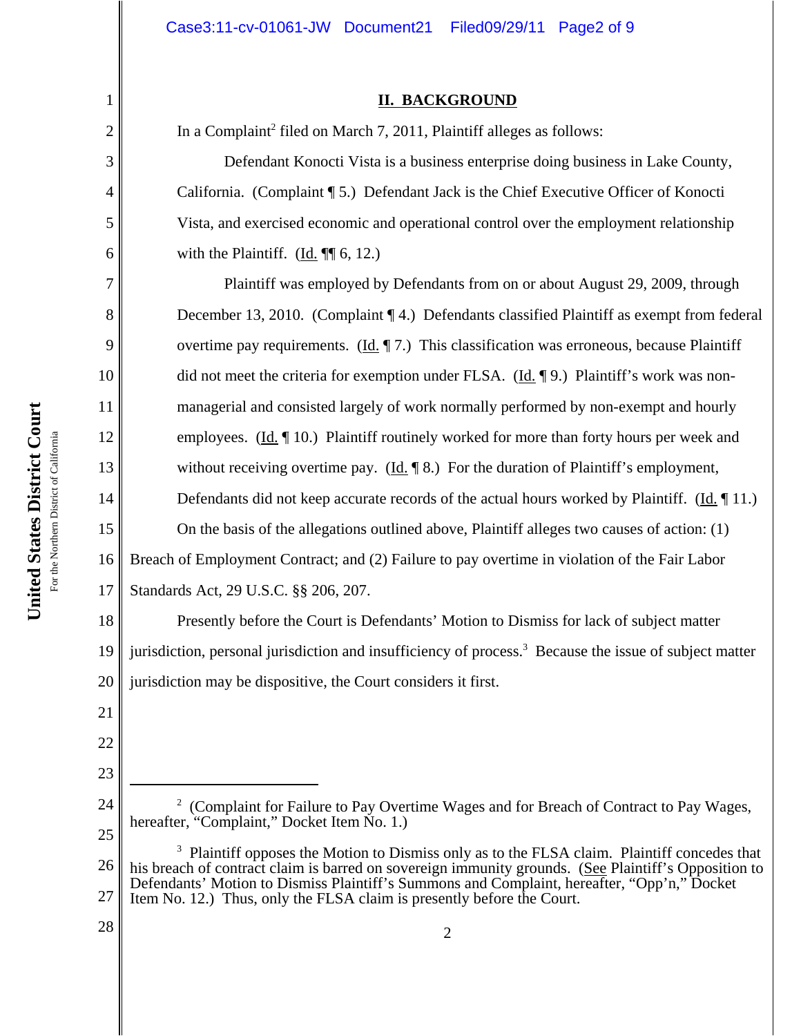## II. BACKGROUND

In a Complaint[2] filed on March 7, 2011, Plaintiff alleges as follows:

Defendant Konocti Vista is a business enterprise doing business in Lake County, California. (Complaint ¶ 5.) Defendant Jack is the Chief Executive Officer of Konocti Vista, and exercised economic and operational control over the employment relationship with the Plaintiff. (Id. ¶¶ 6, 12.)

Plaintiff was employed by Defendants from on or about August 29, 2009, through December 13, 2010. (Complaint ¶ 4.) Defendants classified Plaintiff as exempt from federal overtime pay requirements. (Id. ¶ 7.) This classification was erroneous, because Plaintiff did not meet the criteria for exemption under FLSA. (Id. ¶ 9.) Plaintiff's work was non-managerial and consisted largely of work normally performed by non-exempt and hourly employees. (Id. ¶ 10.) Plaintiff routinely worked for more than forty hours per week and without receiving overtime pay. (Id. ¶ 8.) For the duration of Plaintiff's employment, Defendants did not keep accurate records of the actual hours worked by Plaintiff. (Id. ¶ 11.)

On the basis of the allegations outlined above, Plaintiff alleges two causes of action: (1) Breach of Employment Contract; and (2) Failure to pay overtime in violation of the Fair Labor Standards Act, 29 U.S.C. §§ 206, 207.

Presently before the Court is Defendants' Motion to Dismiss for lack of subject matter jurisdiction, personal jurisdiction and insufficiency of process.[3] Because the issue of subject matter jurisdiction may be dispositive, the Court considers it first.

---

[2] (Complaint for Failure to Pay Overtime Wages and for Breach of Contract to Pay Wages, hereafter, "Complaint," Docket Item No. 1.)

[3] Plaintiff opposes the Motion to Dismiss only as to the FLSA claim. Plaintiff concedes that his breach of contract claim is barred on sovereign immunity grounds. (See Plaintiff's Opposition to Defendants' Motion to Dismiss Plaintiff's Summons and Complaint, hereafter, "Opp'n," Docket Item No. 12.) Thus, only the FLSA claim is presently before the Court.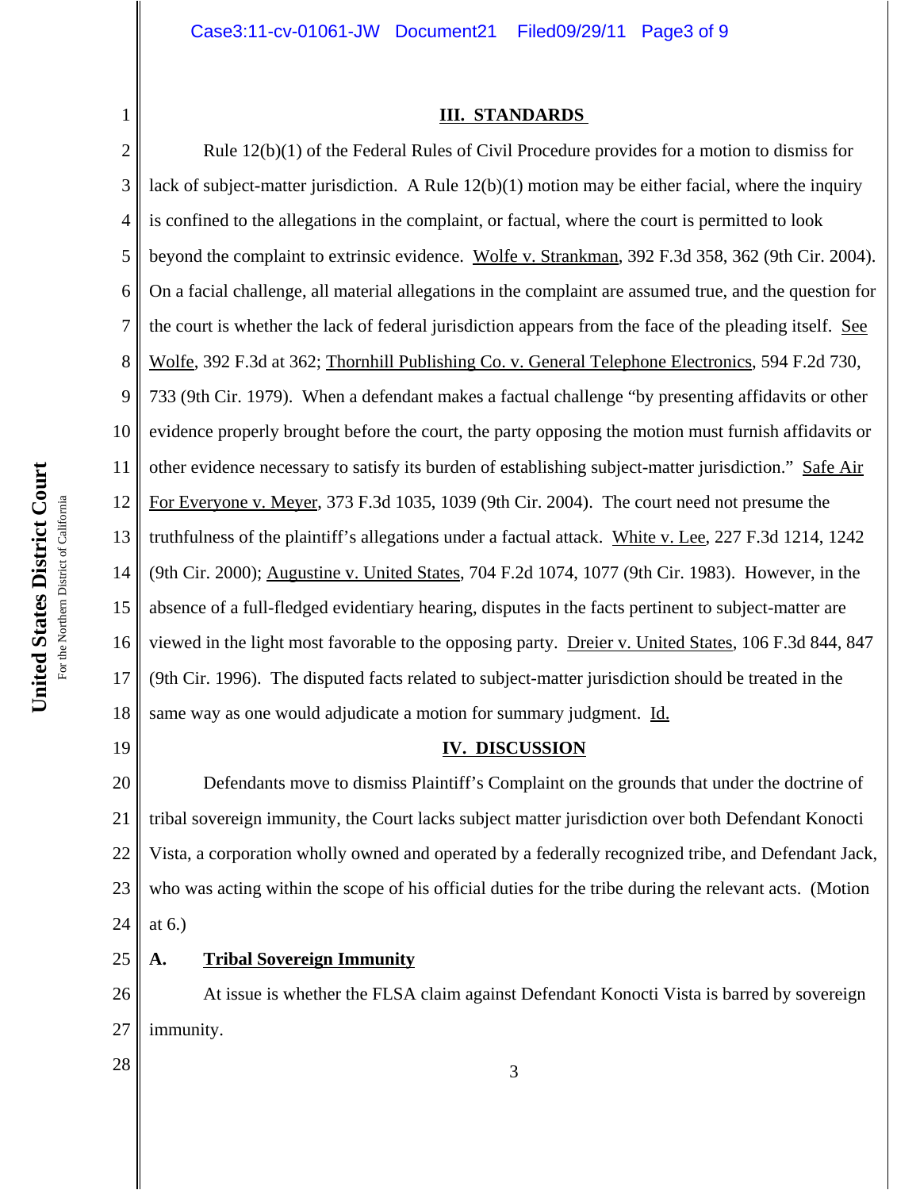## III. STANDARDS

Rule 12(b)(1) of the Federal Rules of Civil Procedure provides for a motion to dismiss for lack of subject-matter jurisdiction. A Rule 12(b)(1) motion may be either facial, where the inquiry is confined to the allegations in the complaint, or factual, where the court is permitted to look beyond the complaint to extrinsic evidence. Wolfe v. Strankman, 392 F.3d 358, 362 (9th Cir. 2004). On a facial challenge, all material allegations in the complaint are assumed true, and the question for the court is whether the lack of federal jurisdiction appears from the face of the pleading itself. See Wolfe, 392 F.3d at 362; Thornhill Publishing Co. v. General Telephone Electronics, 594 F.2d 730, 733 (9th Cir. 1979). When a defendant makes a factual challenge "by presenting affidavits or other evidence properly brought before the court, the party opposing the motion must furnish affidavits or other evidence necessary to satisfy its burden of establishing subject-matter jurisdiction." Safe Air For Everyone v. Meyer, 373 F.3d 1035, 1039 (9th Cir. 2004). The court need not presume the truthfulness of the plaintiff's allegations under a factual attack. White v. Lee, 227 F.3d 1214, 1242 (9th Cir. 2000); Augustine v. United States, 704 F.2d 1074, 1077 (9th Cir. 1983). However, in the absence of a full-fledged evidentiary hearing, disputes in the facts pertinent to subject-matter are viewed in the light most favorable to the opposing party. Dreier v. United States, 106 F.3d 844, 847 (9th Cir. 1996). The disputed facts related to subject-matter jurisdiction should be treated in the same way as one would adjudicate a motion for summary judgment. Id.

## IV. DISCUSSION

Defendants move to dismiss Plaintiff's Complaint on the grounds that under the doctrine of tribal sovereign immunity, the Court lacks subject matter jurisdiction over both Defendant Konocti Vista, a corporation wholly owned and operated by a federally recognized tribe, and Defendant Jack, who was acting within the scope of his official duties for the tribe during the relevant acts. (Motion at 6.)

### A. Tribal Sovereign Immunity

At issue is whether the FLSA claim against Defendant Konocti Vista is barred by sovereign immunity.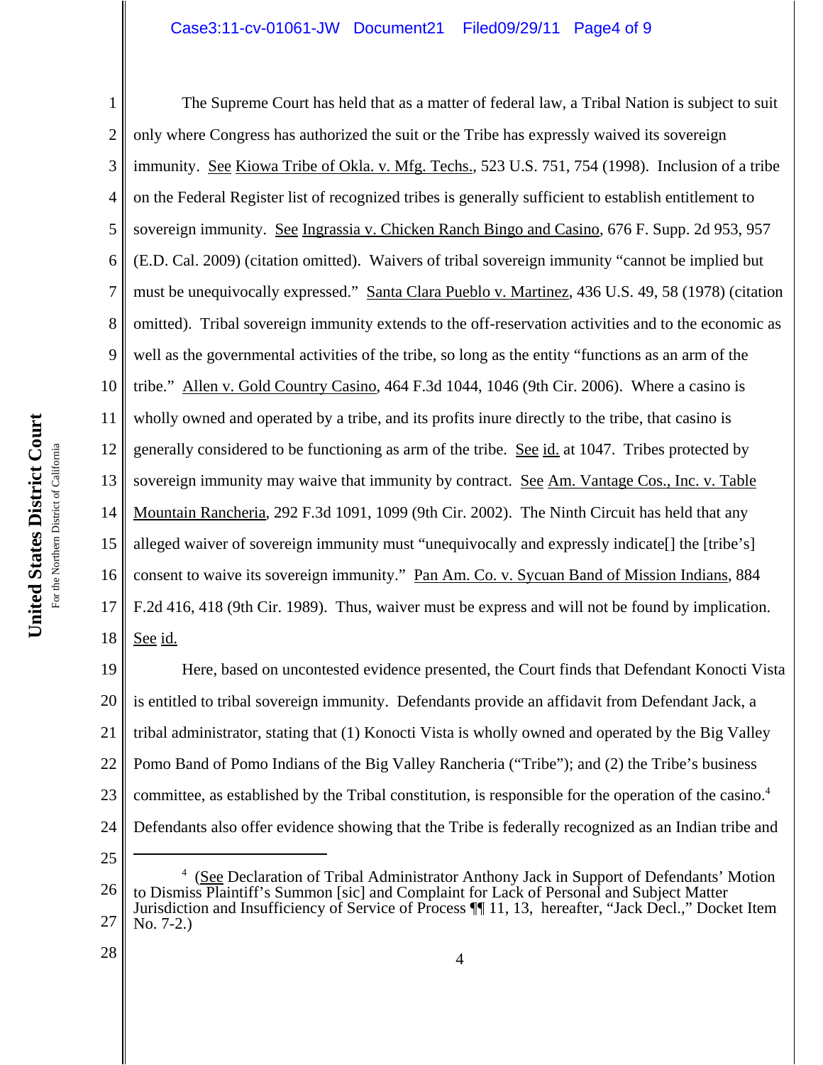The Supreme Court has held that as a matter of federal law, a Tribal Nation is subject to suit only where Congress has authorized the suit or the Tribe has expressly waived its sovereign immunity. See Kiowa Tribe of Okla. v. Mfg. Techs., 523 U.S. 751, 754 (1998). Inclusion of a tribe on the Federal Register list of recognized tribes is generally sufficient to establish entitlement to sovereign immunity. See Ingrassia v. Chicken Ranch Bingo and Casino, 676 F. Supp. 2d 953, 957 (E.D. Cal. 2009) (citation omitted). Waivers of tribal sovereign immunity "cannot be implied but must be unequivocally expressed." Santa Clara Pueblo v. Martinez, 436 U.S. 49, 58 (1978) (citation omitted). Tribal sovereign immunity extends to the off-reservation activities and to the economic as well as the governmental activities of the tribe, so long as the entity "functions as an arm of the tribe." Allen v. Gold Country Casino, 464 F.3d 1044, 1046 (9th Cir. 2006). Where a casino is wholly owned and operated by a tribe, and its profits inure directly to the tribe, that casino is generally considered to be functioning as arm of the tribe. See id. at 1047. Tribes protected by sovereign immunity may waive that immunity by contract. See Am. Vantage Cos., Inc. v. Table Mountain Rancheria, 292 F.3d 1091, 1099 (9th Cir. 2002). The Ninth Circuit has held that any alleged waiver of sovereign immunity must "unequivocally and expressly indicate[] the [tribe's] consent to waive its sovereign immunity." Pan Am. Co. v. Sycuan Band of Mission Indians, 884 F.2d 416, 418 (9th Cir. 1989). Thus, waiver must be express and will not be found by implication. See id.

Here, based on uncontested evidence presented, the Court finds that Defendant Konocti Vista is entitled to tribal sovereign immunity. Defendants provide an affidavit from Defendant Jack, a tribal administrator, stating that (1) Konocti Vista is wholly owned and operated by the Big Valley Pomo Band of Pomo Indians of the Big Valley Rancheria ("Tribe"); and (2) the Tribe's business committee, as established by the Tribal constitution, is responsible for the operation of the casino.[4] Defendants also offer evidence showing that the Tribe is federally recognized as an Indian tribe and

---

[4] (See Declaration of Tribal Administrator Anthony Jack in Support of Defendants' Motion to Dismiss Plaintiff's Summon [sic] and Complaint for Lack of Personal and Subject Matter Jurisdiction and Insufficiency of Service of Process ¶¶ 11, 13, hereafter, "Jack Decl.," Docket Item No. 7-2.)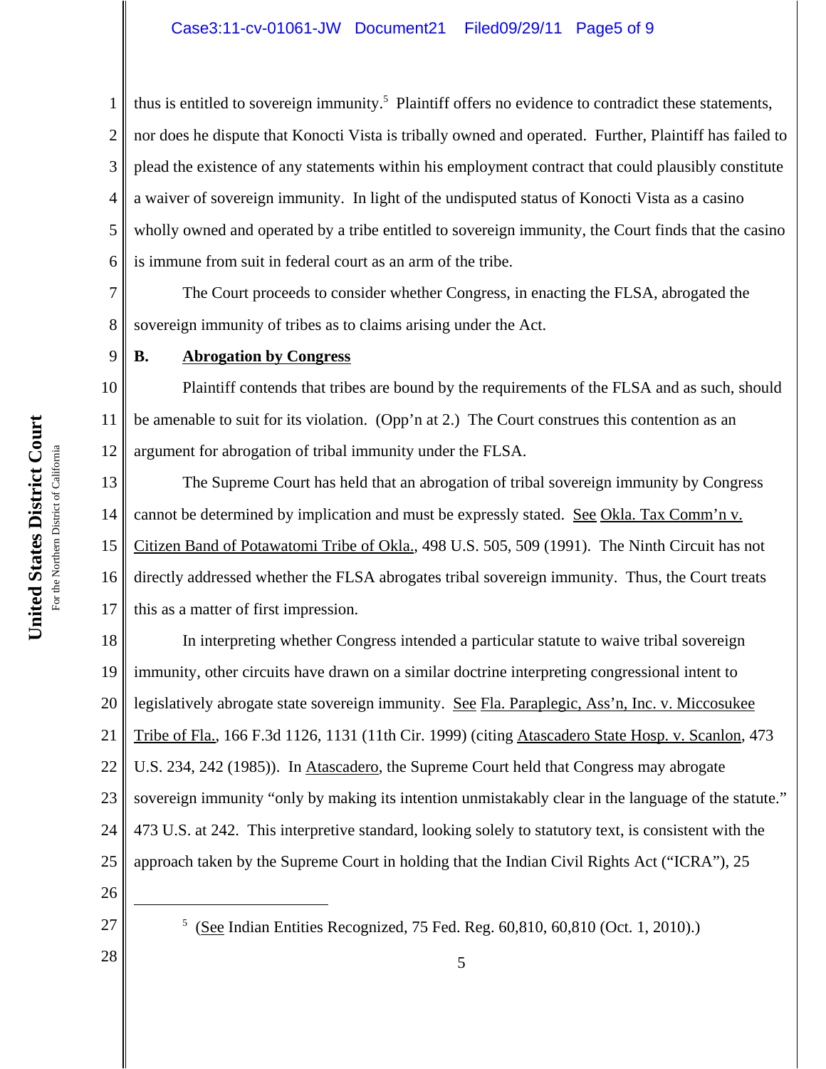thus is entitled to sovereign immunity.[5] Plaintiff offers no evidence to contradict these statements, nor does he dispute that Konocti Vista is tribally owned and operated. Further, Plaintiff has failed to plead the existence of any statements within his employment contract that could plausibly constitute a waiver of sovereign immunity. In light of the undisputed status of Konocti Vista as a casino wholly owned and operated by a tribe entitled to sovereign immunity, the Court finds that the casino is immune from suit in federal court as an arm of the tribe.

The Court proceeds to consider whether Congress, in enacting the FLSA, abrogated the sovereign immunity of tribes as to claims arising under the Act.

**B. Abrogation by Congress**

Plaintiff contends that tribes are bound by the requirements of the FLSA and as such, should be amenable to suit for its violation. (Opp'n at 2.) The Court construes this contention as an argument for abrogation of tribal immunity under the FLSA.

The Supreme Court has held that an abrogation of tribal sovereign immunity by Congress cannot be determined by implication and must be expressly stated. See Okla. Tax Comm'n v. Citizen Band of Potawatomi Tribe of Okla., 498 U.S. 505, 509 (1991). The Ninth Circuit has not directly addressed whether the FLSA abrogates tribal sovereign immunity. Thus, the Court treats this as a matter of first impression.

In interpreting whether Congress intended a particular statute to waive tribal sovereign immunity, other circuits have drawn on a similar doctrine interpreting congressional intent to legislatively abrogate state sovereign immunity. See Fla. Paraplegic, Ass'n, Inc. v. Miccosukee Tribe of Fla., 166 F.3d 1126, 1131 (11th Cir. 1999) (citing Atascadero State Hosp. v. Scanlon, 473 U.S. 234, 242 (1985)). In Atascadero, the Supreme Court held that Congress may abrogate sovereign immunity "only by making its intention unmistakably clear in the language of the statute." 473 U.S. at 242. This interpretive standard, looking solely to statutory text, is consistent with the approach taken by the Supreme Court in holding that the Indian Civil Rights Act ("ICRA"), 25

---

[5] (See Indian Entities Recognized, 75 Fed. Reg. 60,810, 60,810 (Oct. 1, 2010).)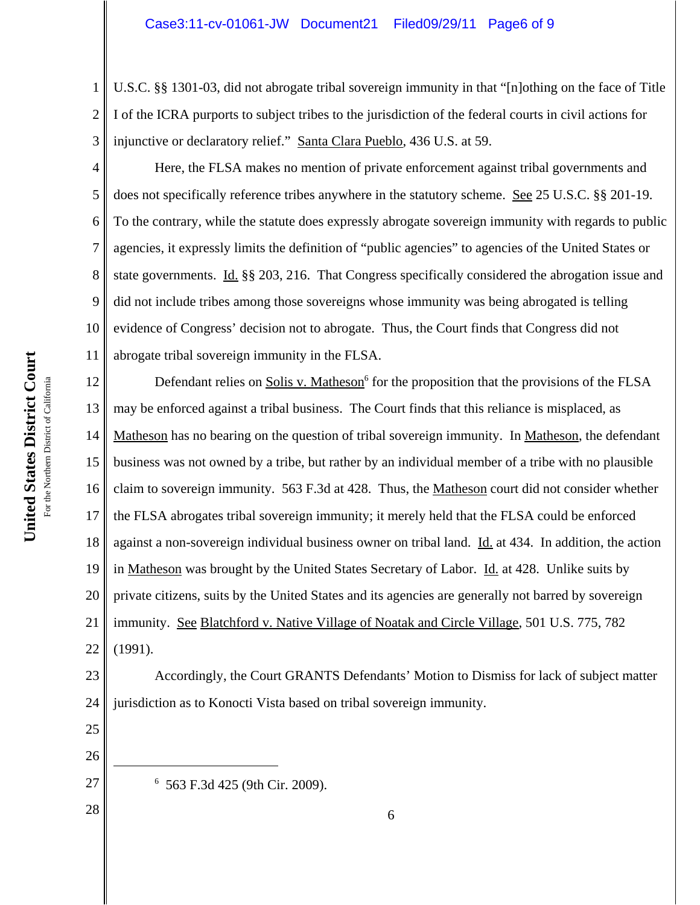U.S.C. §§ 1301-03, did not abrogate tribal sovereign immunity in that "[n]othing on the face of Title I of the ICRA purports to subject tribes to the jurisdiction of the federal courts in civil actions for injunctive or declaratory relief." Santa Clara Pueblo, 436 U.S. at 59.

Here, the FLSA makes no mention of private enforcement against tribal governments and does not specifically reference tribes anywhere in the statutory scheme. See 25 U.S.C. §§ 201-19. To the contrary, while the statute does expressly abrogate sovereign immunity with regards to public agencies, it expressly limits the definition of "public agencies" to agencies of the United States or state governments. Id. §§ 203, 216. That Congress specifically considered the abrogation issue and did not include tribes among those sovereigns whose immunity was being abrogated is telling evidence of Congress' decision not to abrogate. Thus, the Court finds that Congress did not abrogate tribal sovereign immunity in the FLSA.

Defendant relies on Solis v. Matheson[6] for the proposition that the provisions of the FLSA may be enforced against a tribal business. The Court finds that this reliance is misplaced, as Matheson has no bearing on the question of tribal sovereign immunity. In Matheson, the defendant business was not owned by a tribe, but rather by an individual member of a tribe with no plausible claim to sovereign immunity. 563 F.3d at 428. Thus, the Matheson court did not consider whether the FLSA abrogates tribal sovereign immunity; it merely held that the FLSA could be enforced against a non-sovereign individual business owner on tribal land. Id. at 434. In addition, the action in Matheson was brought by the United States Secretary of Labor. Id. at 428. Unlike suits by private citizens, suits by the United States and its agencies are generally not barred by sovereign immunity. See Blatchford v. Native Village of Noatak and Circle Village, 501 U.S. 775, 782 (1991).

Accordingly, the Court GRANTS Defendants' Motion to Dismiss for lack of subject matter jurisdiction as to Konocti Vista based on tribal sovereign immunity.

---

[6] 563 F.3d 425 (9th Cir. 2009).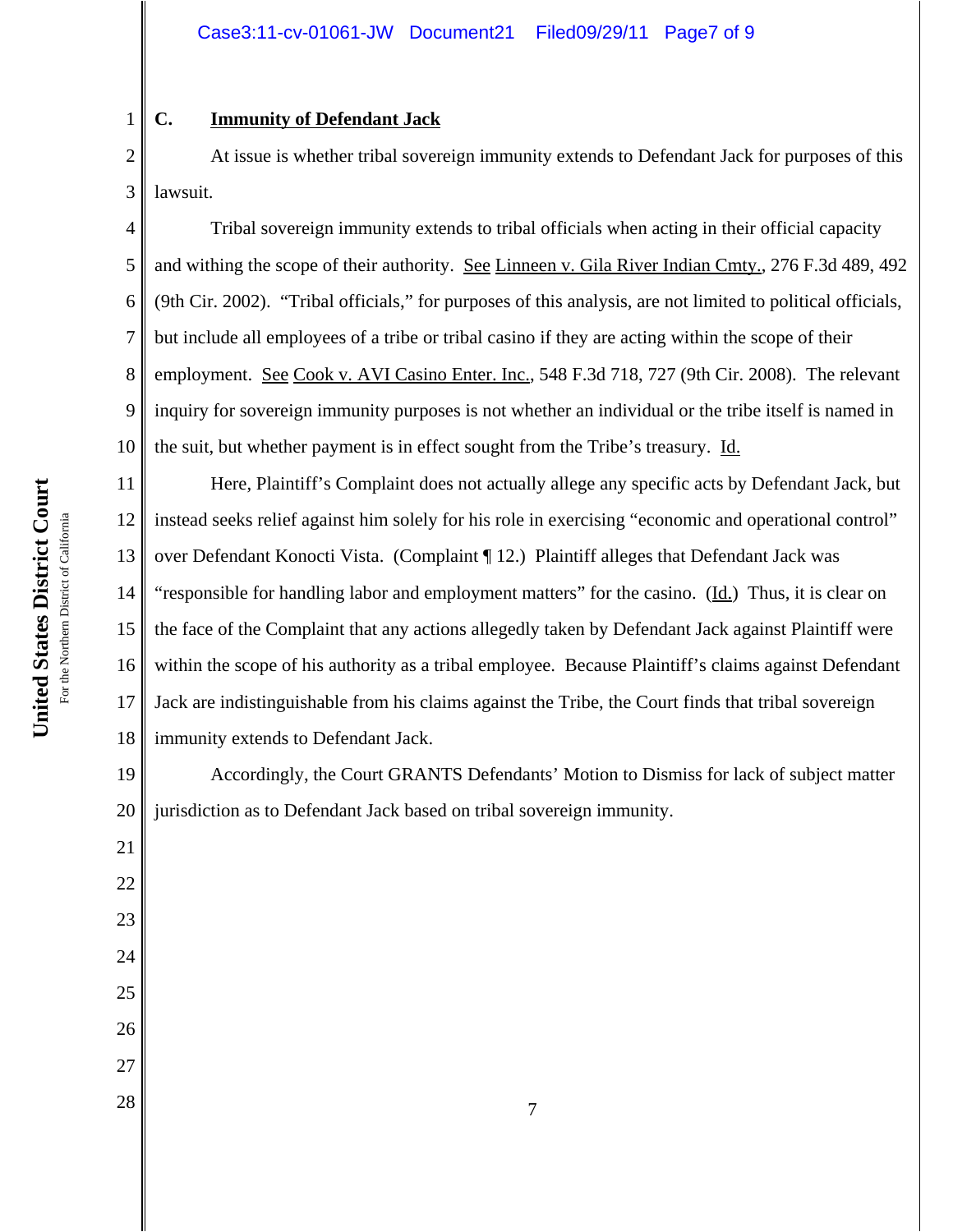### C. <u>Immunity of Defendant Jack</u>

At issue is whether tribal sovereign immunity extends to Defendant Jack for purposes of this lawsuit.

Tribal sovereign immunity extends to tribal officials when acting in their official capacity and withing the scope of their authority. <u>See</u> <u>Linneen v. Gila River Indian Cmty.</u>, 276 F.3d 489, 492 (9th Cir. 2002). "Tribal officials," for purposes of this analysis, are not limited to political officials, but include all employees of a tribe or tribal casino if they are acting within the scope of their employment. <u>See</u> <u>Cook v. AVI Casino Enter. Inc.</u>, 548 F.3d 718, 727 (9th Cir. 2008). The relevant inquiry for sovereign immunity purposes is not whether an individual or the tribe itself is named in the suit, but whether payment is in effect sought from the Tribe's treasury. <u>Id.</u>

Here, Plaintiff's Complaint does not actually allege any specific acts by Defendant Jack, but instead seeks relief against him solely for his role in exercising "economic and operational control" over Defendant Konocti Vista. (Complaint ¶ 12.) Plaintiff alleges that Defendant Jack was "responsible for handling labor and employment matters" for the casino. (<u>Id.</u>) Thus, it is clear on the face of the Complaint that any actions allegedly taken by Defendant Jack against Plaintiff were within the scope of his authority as a tribal employee. Because Plaintiff's claims against Defendant Jack are indistinguishable from his claims against the Tribe, the Court finds that tribal sovereign immunity extends to Defendant Jack.

Accordingly, the Court GRANTS Defendants' Motion to Dismiss for lack of subject matter jurisdiction as to Defendant Jack based on tribal sovereign immunity.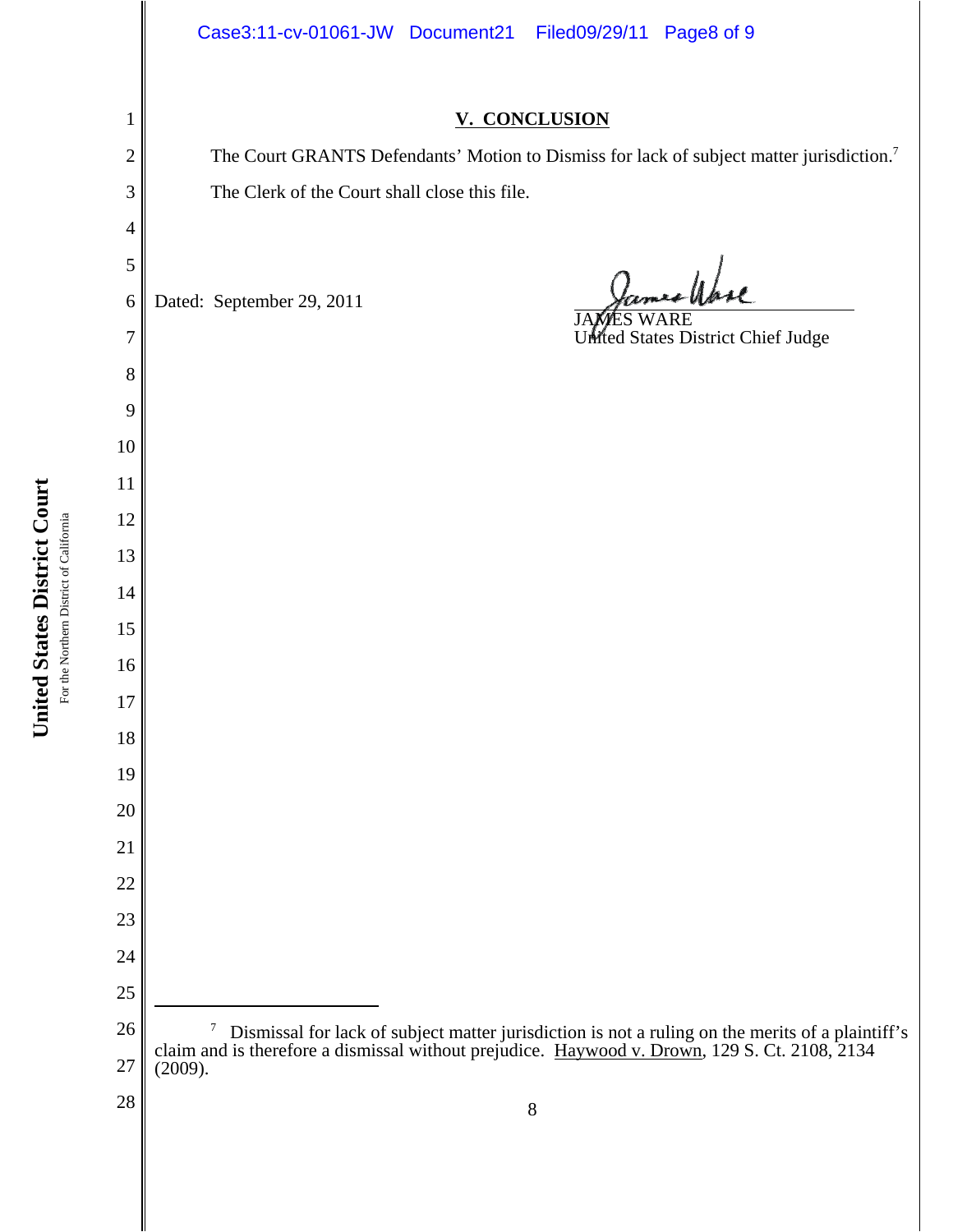## V. CONCLUSION

The Court GRANTS Defendants' Motion to Dismiss for lack of subject matter jurisdiction.[7]

The Clerk of the Court shall close this file.

Dated: September 29, 2011

JAMES WARE
United States District Chief Judge

---

[7] Dismissal for lack of subject matter jurisdiction is not a ruling on the merits of a plaintiff's claim and is therefore a dismissal without prejudice. Haywood v. Drown, 129 S. Ct. 2108, 2134 (2009).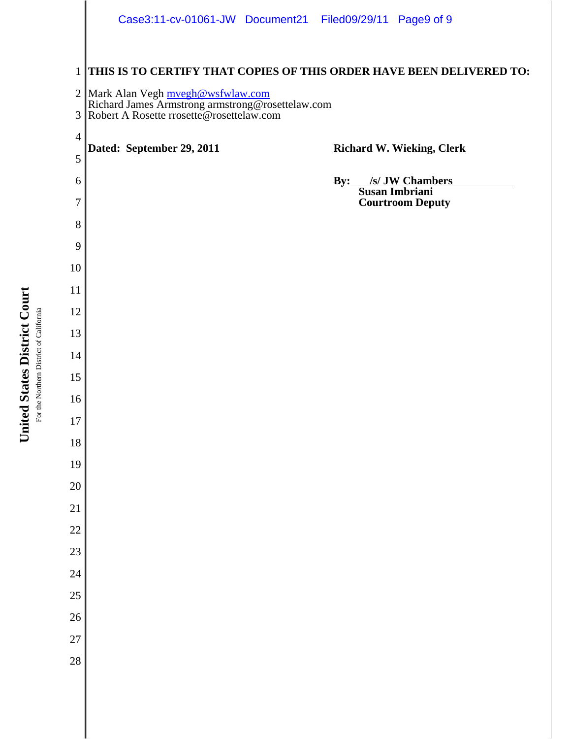**THIS IS TO CERTIFY THAT COPIES OF THIS ORDER HAVE BEEN DELIVERED TO:**

Mark Alan Vegh mvegh@wsfwlaw.com
Richard James Armstrong armstrong@rosettelaw.com
Robert A Rosette rrosette@rosettelaw.com

**Dated: September 29, 2011**

**Richard W. Wieking, Clerk**

**By: /s/ JW Chambers**
**Susan Imbriani**
**Courtroom Deputy**